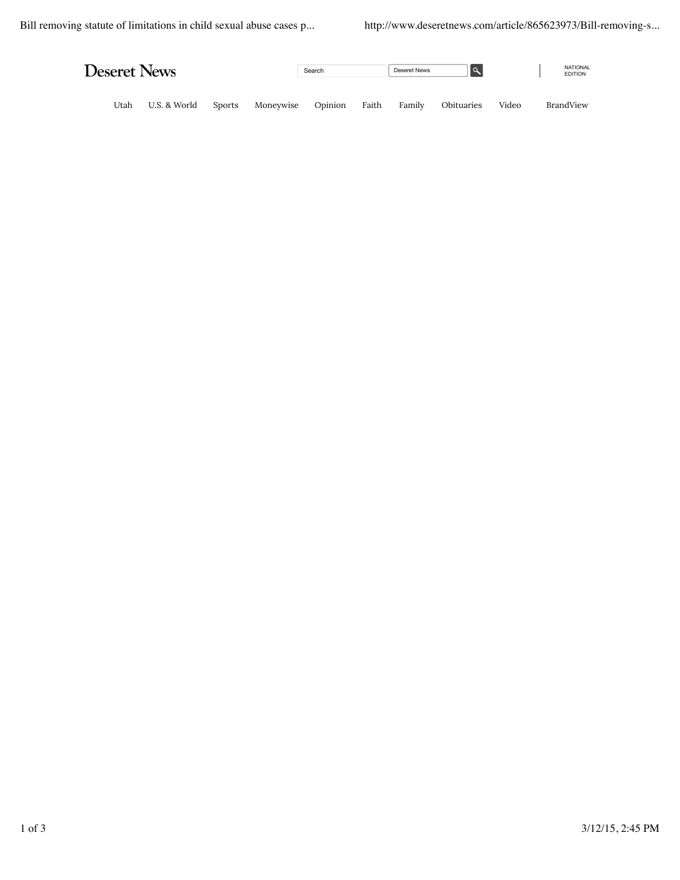Deseret News

Search | Deseret News

NATIONAL EDITION

Utah | U.S. & World | Sports | Moneywise | Opinion | Faith | Family | Obituaries | Video | BrandView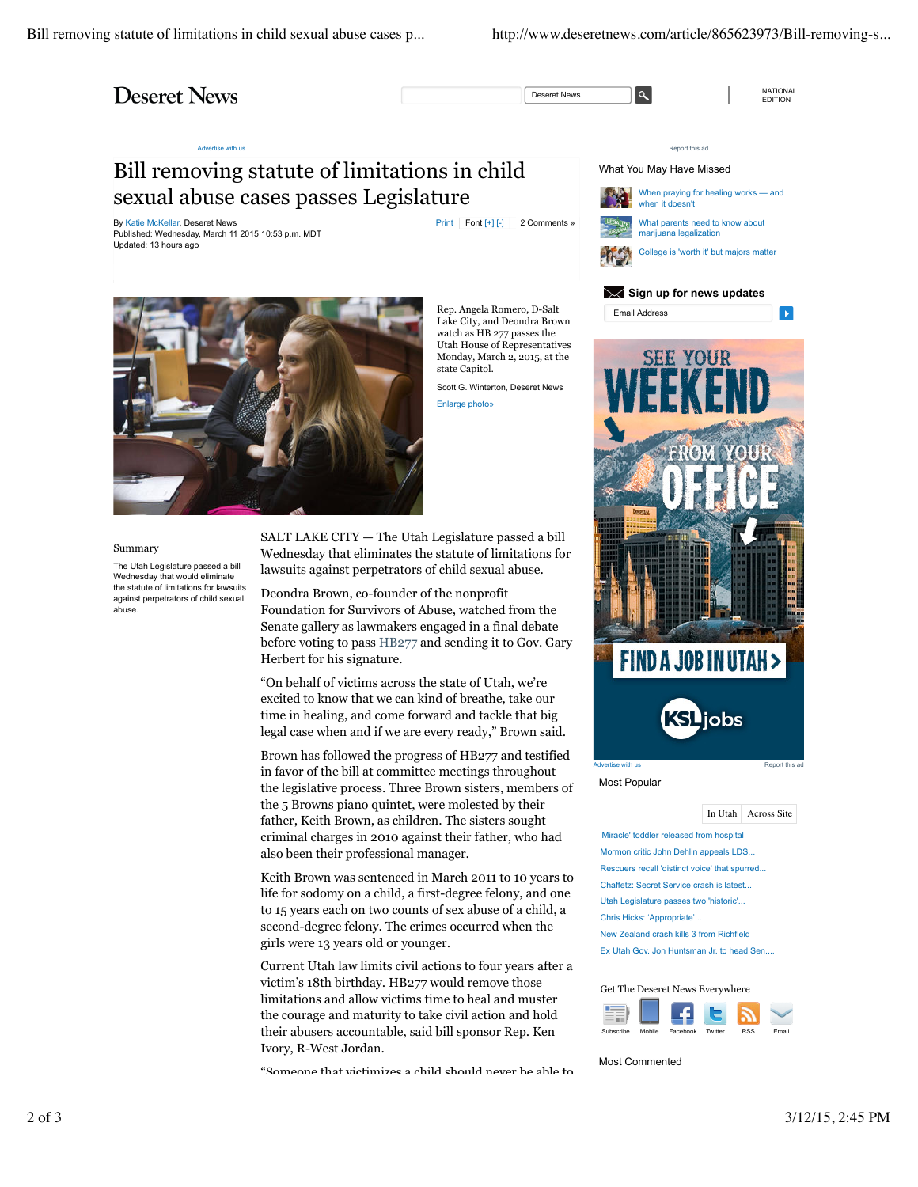Deseret News

NATIONAL EDITION

# Bill removing statute of limitations in child sexual abuse cases passes Legislature

By Katie McKellar, Deseret News
Published: Wednesday, March 11 2015 10:53 p.m. MDT
Updated: 13 hours ago

Print | Font [+] [-] | 2 Comments »

Rep. Angela Romero, D-Salt Lake City, and Deondra Brown watch as HB 277 passes the Utah House of Representatives Monday, March 2, 2015, at the state Capitol.

Scott G. Winterton, Deseret News

Enlarge photo»

### Summary

The Utah Legislature passed a bill Wednesday that would eliminate the statute of limitations for lawsuits against perpetrators of child sexual abuse.

SALT LAKE CITY — The Utah Legislature passed a bill Wednesday that eliminates the statute of limitations for lawsuits against perpetrators of child sexual abuse.

Deondra Brown, co-founder of the nonprofit Foundation for Survivors of Abuse, watched from the Senate gallery as lawmakers engaged in a final debate before voting to pass HB277 and sending it to Gov. Gary Herbert for his signature.

"On behalf of victims across the state of Utah, we're excited to know that we can kind of breathe, take our time in healing, and come forward and tackle that big legal case when and if we are every ready," Brown said.

Brown has followed the progress of HB277 and testified in favor of the bill at committee meetings throughout the legislative process. Three Brown sisters, members of the 5 Browns piano quintet, were molested by their father, Keith Brown, as children. The sisters sought criminal charges in 2010 against their father, who had also been their professional manager.

Keith Brown was sentenced in March 2011 to 10 years to life for sodomy on a child, a first-degree felony, and one to 15 years each on two counts of sex abuse of a child, a second-degree felony. The crimes occurred when the girls were 13 years old or younger.

Current Utah law limits civil actions to four years after a victim's 18th birthday. HB277 would remove those limitations and allow victims time to heal and muster the courage and maturity to take civil action and hold their abusers accountable, said bill sponsor Rep. Ken Ivory, R-West Jordan.

"Someone that victimizes a child should never be able to

---

### What You May Have Missed

- When praying for healing works — and when it doesn't
- What parents need to know about marijuana legalization
- College is 'worth it' but majors matter

### Sign up for news updates

Email Address

### Most Popular

In Utah | Across Site

- 'Miracle' toddler released from hospital
- Mormon critic John Dehlin appeals LDS...
- Rescuers recall 'distinct voice' that spurred...
- Chaffetz: Secret Service crash is latest...
- Utah Legislature passes two 'historic'...
- Chris Hicks: 'Appropriate'...
- New Zealand crash kills 3 from Richfield
- Ex Utah Gov. Jon Huntsman Jr. to head Sen....

### Get The Deseret News Everywhere

Subscribe | Mobile | Facebook | Twitter | RSS | Email

### Most Commented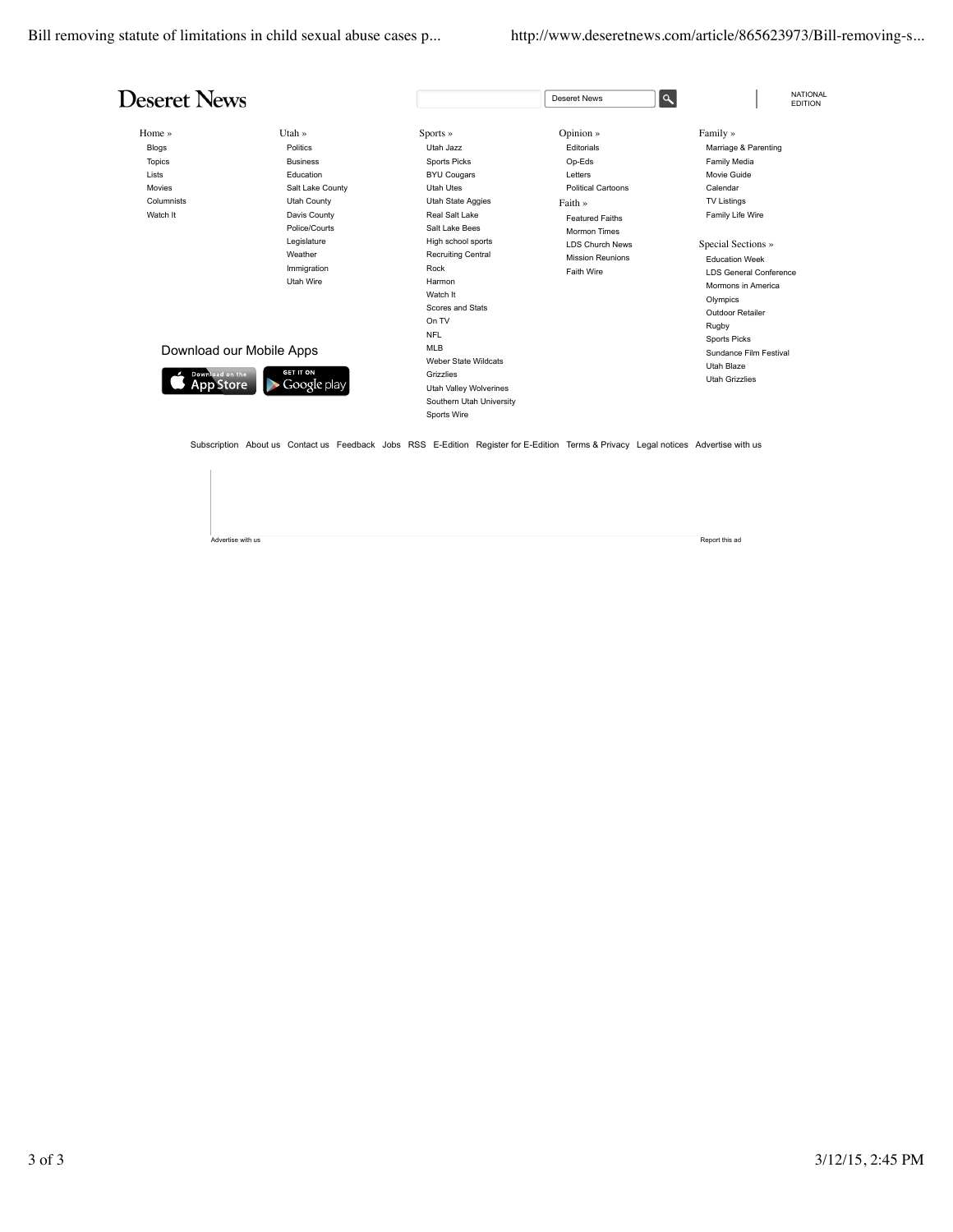# Deseret News

Deseret News

NATIONAL EDITION

Home »
- Blogs
- Topics
- Lists
- Movies
- Columnists
- Watch It

Utah »
- Politics
- Business
- Education
- Salt Lake County
- Utah County
- Davis County
- Police/Courts
- Legislature
- Weather
- Immigration
- Utah Wire

Sports »
- Utah Jazz
- Sports Picks
- BYU Cougars
- Utah Utes
- Utah State Aggies
- Real Salt Lake
- Salt Lake Bees
- High school sports
- Recruiting Central
- Rock
- Harmon
- Watch It
- Scores and Stats
- On TV
- NFL
- MLB
- Weber State Wildcats
- Grizzlies
- Utah Valley Wolverines
- Southern Utah University
- Sports Wire

Opinion »
- Editorials
- Op-Eds
- Letters
- Political Cartoons

Faith »
- Featured Faiths
- Mormon Times
- LDS Church News
- Mission Reunions
- Faith Wire

Family »
- Marriage & Parenting
- Family Media
- Movie Guide
- Calendar
- TV Listings
- Family Life Wire

Special Sections »
- Education Week
- LDS General Conference
- Mormons in America
- Olympics
- Outdoor Retailer
- Rugby
- Sports Picks
- Sundance Film Festival
- Utah Blaze
- Utah Grizzlies

Download our Mobile Apps

Download on the App Store

GET IT ON Google play

Subscription About us Contact us Feedback Jobs RSS E-Edition Register for E-Edition Terms & Privacy Legal notices Advertise with us

Advertise with us

Report this ad